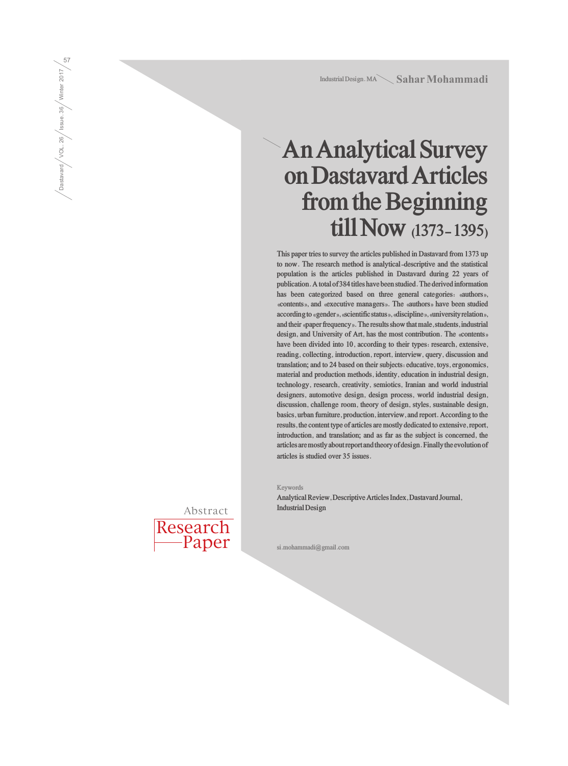Industrial Design. MA — **Sahar Mohammadi**

# An Analytical Survey on Dastavard Articles from the Beginning till Now (1373- 1395)

This paper tries to survey the articles published in Dastavard from 1373 up to now. The research method is analytical-descriptive and the statistical population is the articles published in Dastavard during 22 years of publication. A total of 384 titles have been studied. The derived information has been categorized based on three general categories: «authors», «contents», and «executive managers». The «authors» have been studied according to «gender», «scientific status», «discipline», «university relation», and their «paper frequency». The results show that male, students, industrial design, and University of Art, has the most contribution. The «contents» have been divided into 10, according to their types: research, extensive, reading, collecting, introduction, report, interview, query, discussion and translation; and to 24 based on their subjects: educative, toys, ergonomics, material and production methods, identity, education in industrial design, technology, research, creativity, semiotics, Iranian and world industrial designers, automotive design, design process, world industrial design, discussion, challenge room, theory of design, styles, sustainable design, basics, urban furniture, production, interview, and report. According to the results, the content type of articles are mostly dedicated to extensive, report, introduction, and translation; and as far as the subject is concerned, the articles are mostly about report and theory of design. Finally the evolution of articles is studied over 35 issues.

Keywords

Analytical Review, Descriptive Articles Index, Dastavard Journal, Industrial Design

Abstract

Research Paper

si.mohammadi@gmail.com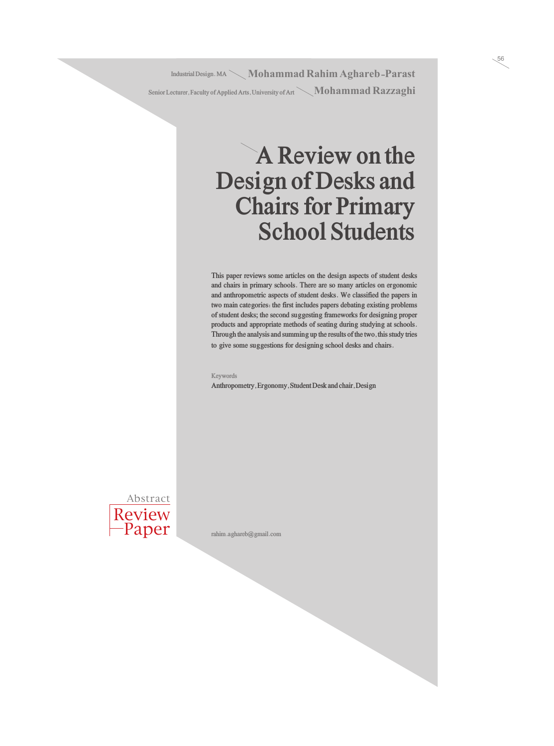Industrial Design, MA — **Mohammad Rahim Aghareb-Parast**

Senior Lecturer, Faculty of Applied Arts, University of Art — **Mohammad Razzaghi**

# A Review on the Design of Desks and Chairs for Primary School Students

This paper reviews some articles on the design aspects of student desks and chairs in primary schools. There are so many articles on ergonomic and anthropometric aspects of student desks. We classified the papers in two main categories: the first includes papers debating existing problems of student desks; the second suggesting frameworks for designing proper products and appropriate methods of seating during studying at schools. Through the analysis and summing up the results of the two, this study tries to give some suggestions for designing school desks and chairs.

Keywords

Anthropometry, Ergonomy, Student Desk and chair, Design

Abstract

Review Paper

rahim.aghareb@gmail.com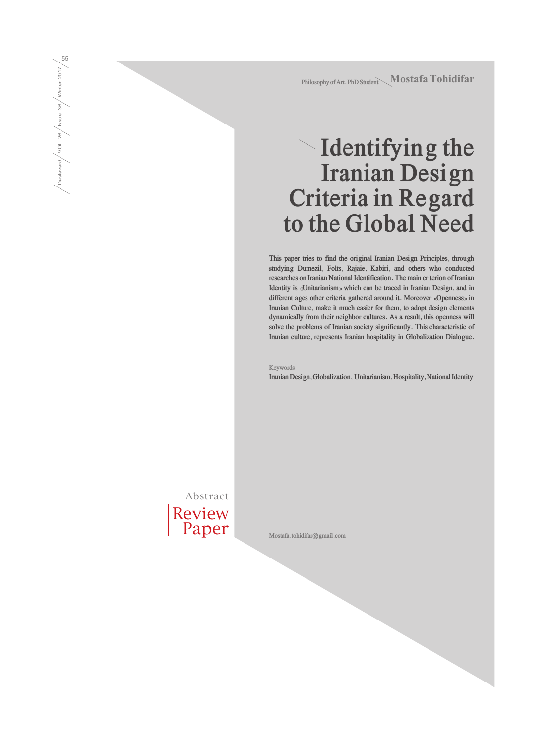Philosophy of Art. PhD Student **Mostafa Tohidifar**

# Identifying the Iranian Design Criteria in Regard to the Global Need

This paper tries to find the original Iranian Design Principles, through studying Dumezil, Folts, Rajaie, Kabiri, and others who conducted researches on Iranian National Identification. The main criterion of Iranian Identity is «Unitarianism» which can be traced in Iranian Design, and in different ages other criteria gathered around it. Moreover «Openness» in Iranian Culture, make it much easier for them, to adopt design elements dynamically from their neighbor cultures. As a result, this openness will solve the problems of Iranian society significantly. This characteristic of Iranian culture, represents Iranian hospitality in Globalization Dialogue.

Keywords

Iranian Design, Globalization, Unitarianism, Hospitality, National Identity

Abstract

Review Paper

Mostafa.tohidifar@gmail.com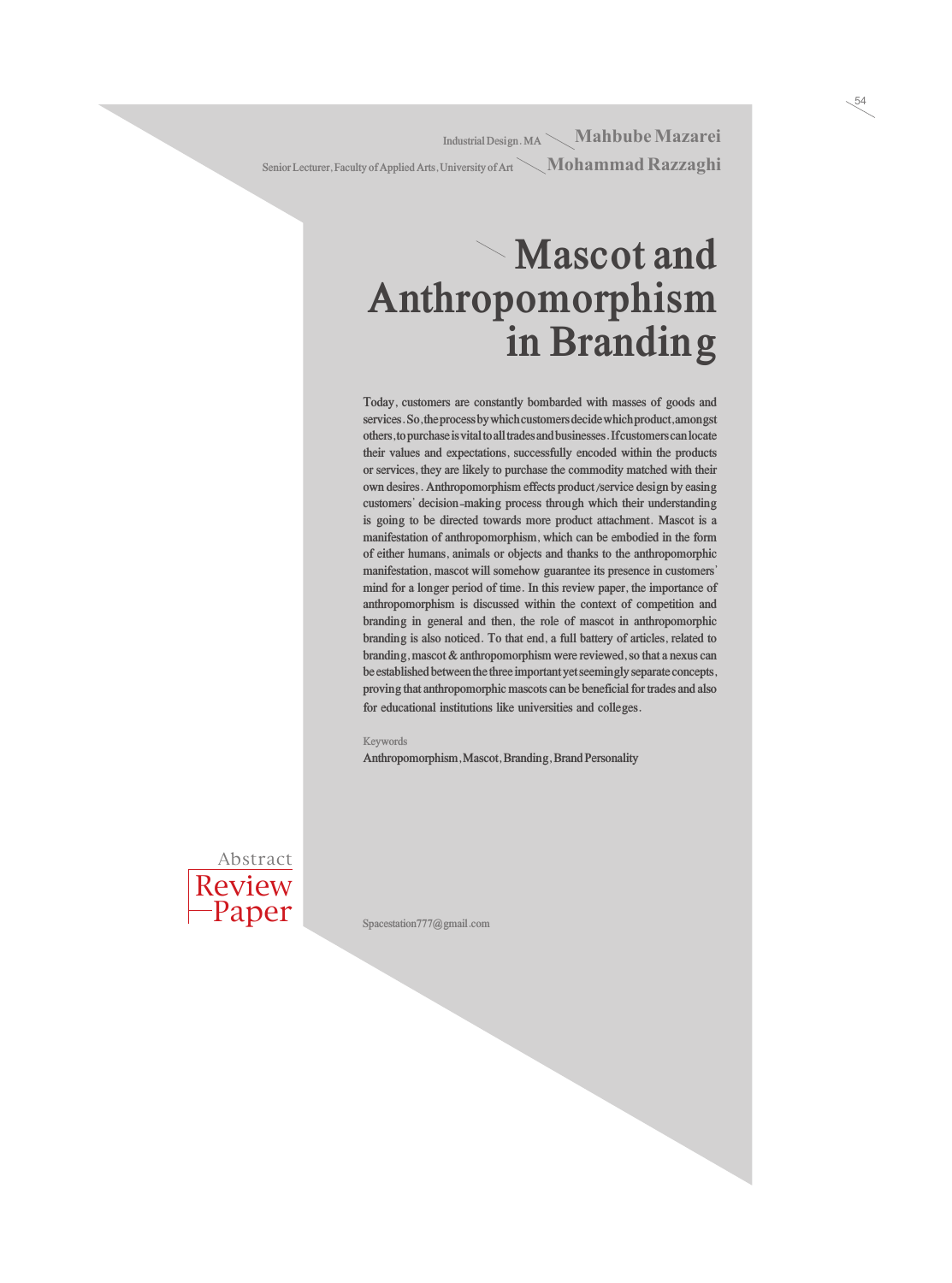Industrial Design. MA — **Mahbube Mazarei**

Senior Lecturer, Faculty of Applied Arts, University of Art — **Mohammad Razzaghi**

# Mascot and Anthropomorphism in Branding

Today, customers are constantly bombarded with masses of goods and services. So, the process by which customers decide which product, amongst others, to purchase is vital to all trades and businesses. If customers can locate their values and expectations, successfully encoded within the products or services, they are likely to purchase the commodity matched with their own desires. Anthropomorphism effects product/service design by easing customers' decision-making process through which their understanding is going to be directed towards more product attachment. Mascot is a manifestation of anthropomorphism, which can be embodied in the form of either humans, animals or objects and thanks to the anthropomorphic manifestation, mascot will somehow guarantee its presence in customers' mind for a longer period of time. In this review paper, the importance of anthropomorphism is discussed within the context of competition and branding in general and then, the role of mascot in anthropomorphic branding is also noticed. To that end, a full battery of articles, related to branding, mascot & anthropomorphism were reviewed, so that a nexus can be established between the three important yet seemingly separate concepts, proving that anthropomorphic mascots can be beneficial for trades and also for educational institutions like universities and colleges.

Keywords

Anthropomorphism, Mascot, Branding, Brand Personality

Abstract

Review Paper

Spacestation777@gmail.com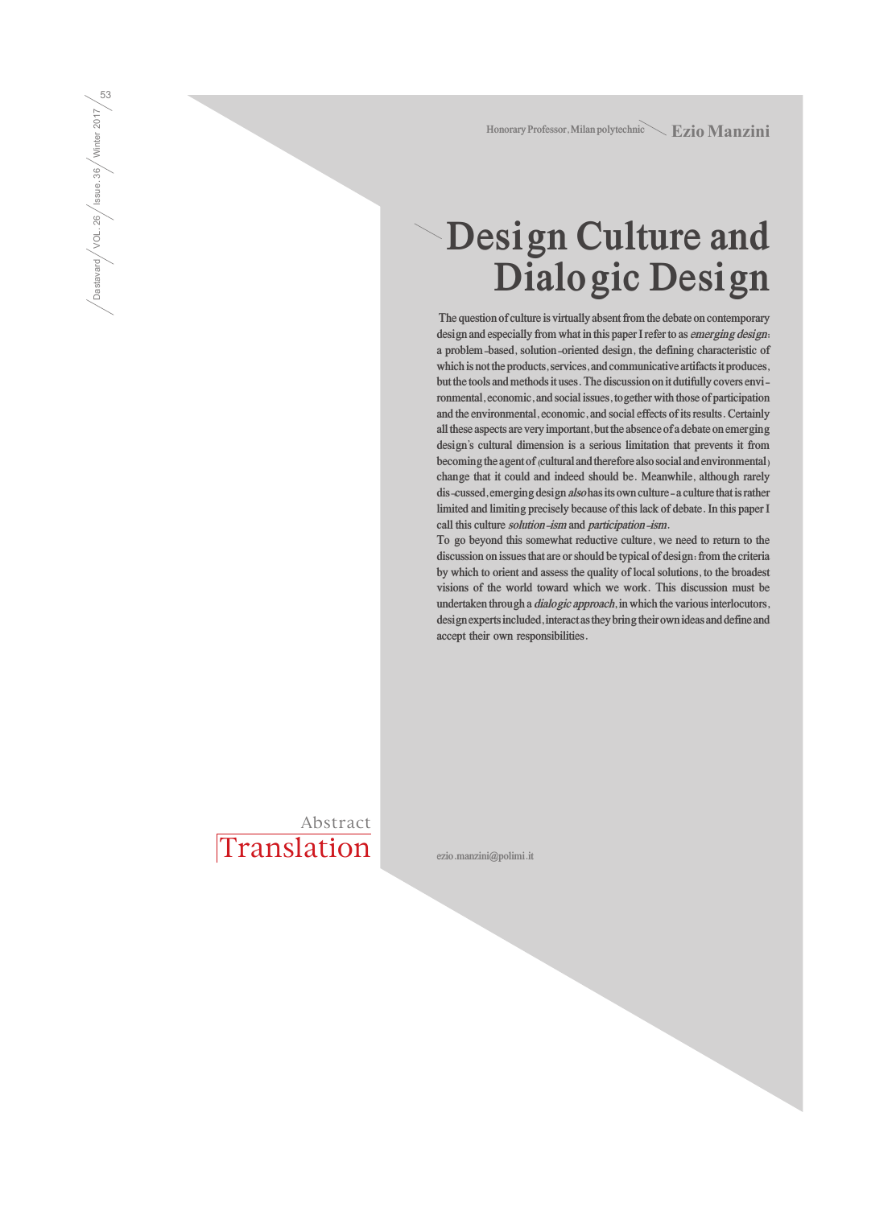Honorary Professor, Milan polytechnic **Ezio Manzini**

# Design Culture and Dialogic Design

The question of culture is virtually absent from the debate on contemporary design and especially from what in this paper I refer to as *emerging design*: a problem-based, solution-oriented design, the defining characteristic of which is not the products, services, and communicative artifacts it produces, but the tools and methods it uses. The discussion on it dutifully covers environmental, economic, and social issues, together with those of participation and the environmental, economic, and social effects of its results. Certainly all these aspects are very important, but the absence of a debate on emerging design's cultural dimension is a serious limitation that prevents it from becoming the agent of (cultural and therefore also social and environmental) change that it could and indeed should be. Meanwhile, although rarely dis-cussed, emerging design *also* has its own culture - a culture that is rather limited and limiting precisely because of this lack of debate. In this paper I call this culture *solution-ism* and *participation-ism*.

To go beyond this somewhat reductive culture, we need to return to the discussion on issues that are or should be typical of design: from the criteria by which to orient and assess the quality of local solutions, to the broadest visions of the world toward which we work. This discussion must be undertaken through a *dialogic approach*, in which the various interlocutors, design experts included, interact as they bring their own ideas and define and accept their own responsibilities.

Abstract

Translation

ezio.manzini@polimi.it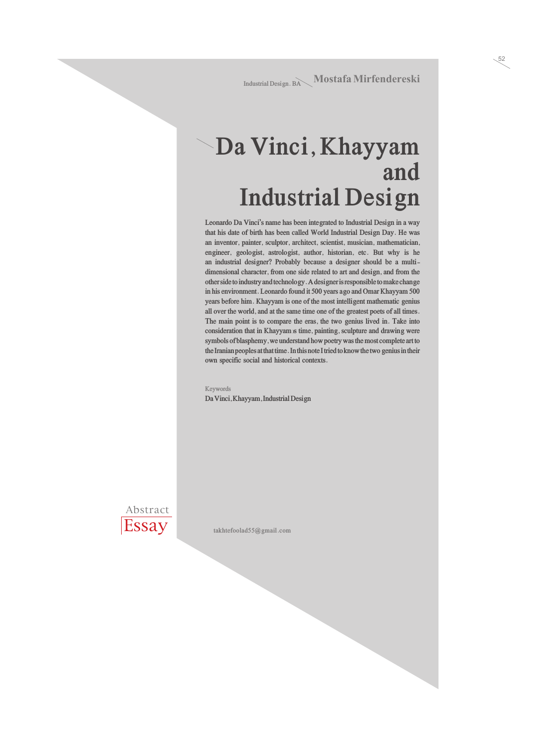Industrial Design. BA

**Mostafa Mirfendereski**

# Da Vinci, Khayyam and Industrial Design

Leonardo Da Vinci's name has been integrated to Industrial Design in a way that his date of birth has been called World Industrial Design Day. He was an inventor, painter, sculptor, architect, scientist, musician, mathematician, engineer, geologist, astrologist, author, historian, etc. But why is he an industrial designer? Probably because a designer should be a multi-dimensional character, from one side related to art and design, and from the other side to industry and technology. A designer is responsible to make change in his environment. Leonardo found it 500 years ago and Omar Khayyam 500 years before him. Khayyam is one of the most intelligent mathematic genius all over the world, and at the same time one of the greatest poets of all times. The main point is to compare the eras, the two genius lived in. Take into consideration that in Khayyam's time, painting, sculpture and drawing were symbols of blasphemy, we understand how poetry was the most complete art to the Iranian peoples at that time. In this note I tried to know the two genius in their own specific social and historical contexts.

Keywords

Da Vinci, Khayyam, Industrial Design

Abstract

Essay

takhtefoolad55@gmail.com